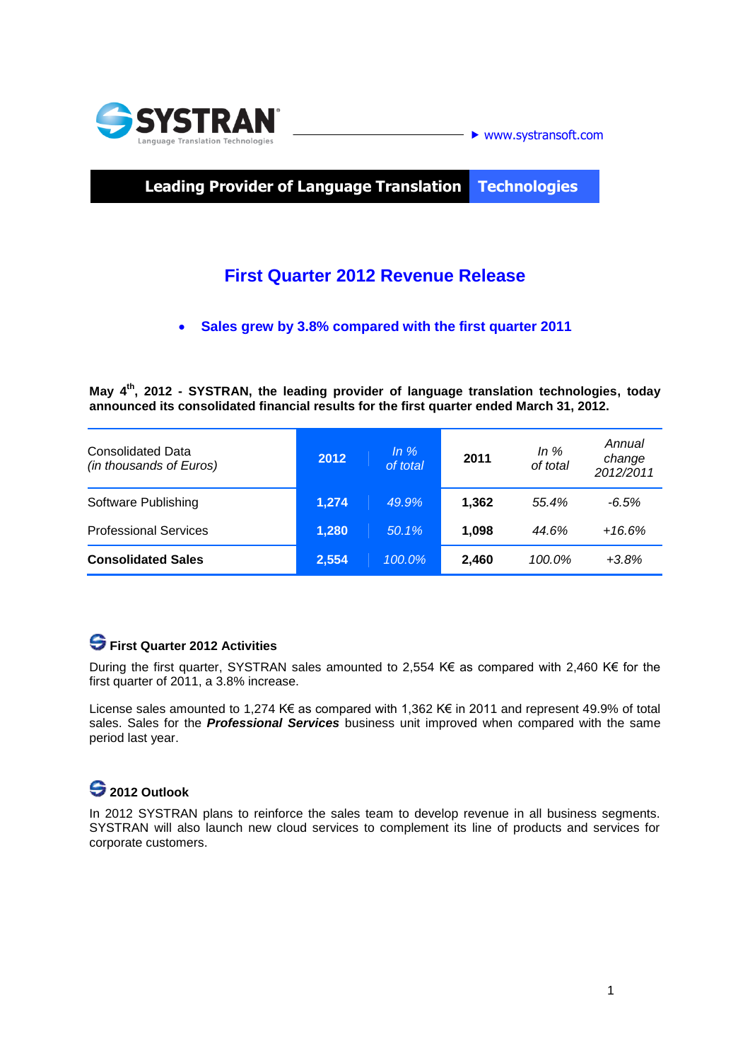SYSTRAN

Language Translation Technologies

▸ www.systransoft.com

**Leading Provider of Language Translation Technologies**

# First Quarter 2012 Revenue Release

- **Sales grew by 3.8% compared with the first quarter 2011**

**May 4th, 2012 - SYSTRAN, the leading provider of language translation technologies, today announced its consolidated financial results for the first quarter ended March 31, 2012.**

| Consolidated Data *(in thousands of Euros)* | 2012 | *In % of total* | 2011 | *In % of total* | *Annual change 2012/2011* |
|---|---|---|---|---|---|
| Software Publishing | 1,274 | *49.9%* | 1,362 | *55.4%* | *-6.5%* |
| Professional Services | 1,280 | *50.1%* | 1,098 | *44.6%* | *+16.6%* |
| **Consolidated Sales** | **2,554** | *100.0%* | **2,460** | *100.0%* | *+3.8%* |

## First Quarter 2012 Activities

During the first quarter, SYSTRAN sales amounted to 2,554 K€ as compared with 2,460 K€ for the first quarter of 2011, a 3.8% increase.

License sales amounted to 1,274 K€ as compared with 1,362 K€ in 2011 and represent 49.9% of total sales. Sales for the ***Professional Services*** business unit improved when compared with the same period last year.

## 2012 Outlook

In 2012 SYSTRAN plans to reinforce the sales team to develop revenue in all business segments. SYSTRAN will also launch new cloud services to complement its line of products and services for corporate customers.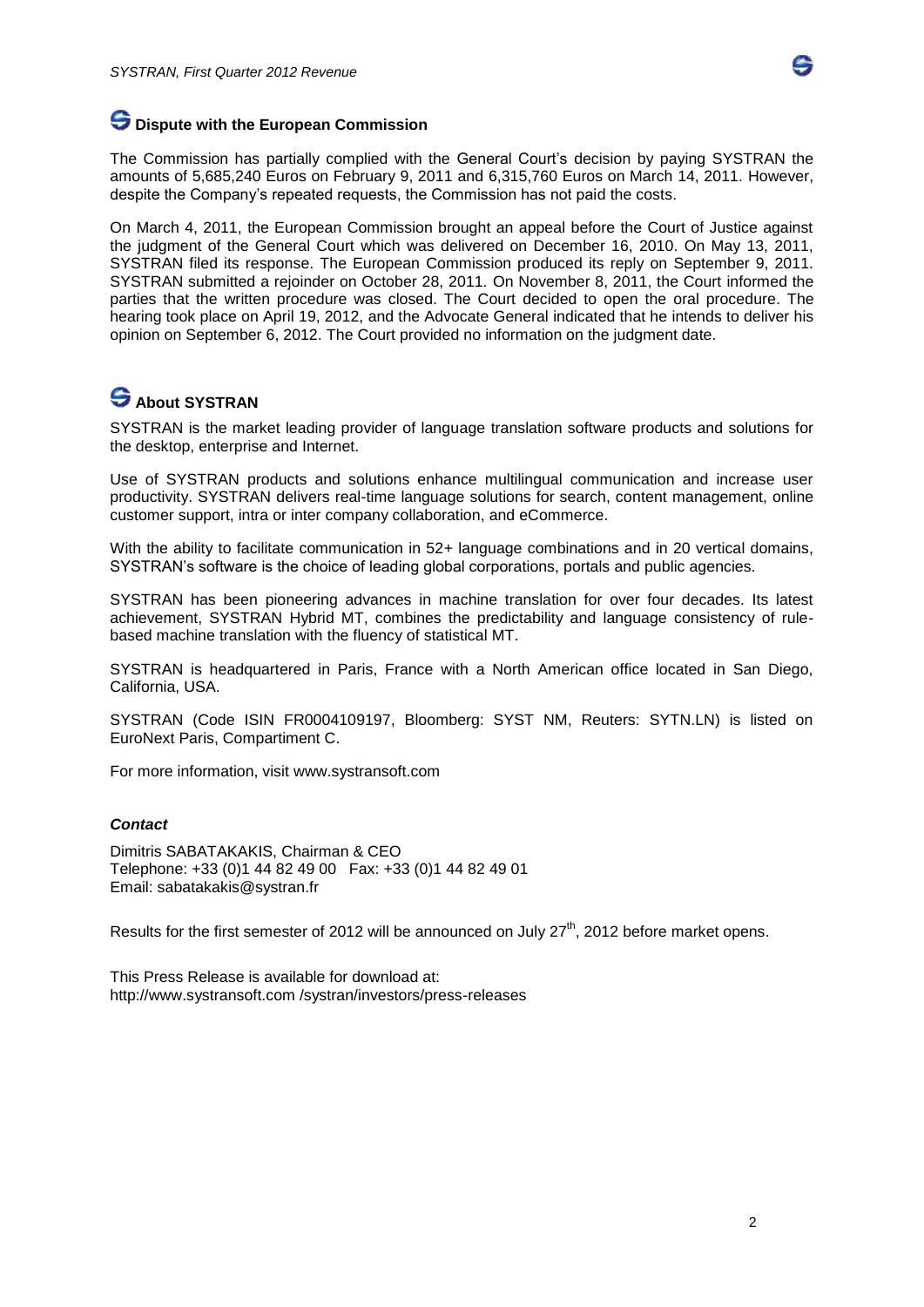## Dispute with the European Commission

The Commission has partially complied with the General Court's decision by paying SYSTRAN the amounts of 5,685,240 Euros on February 9, 2011 and 6,315,760 Euros on March 14, 2011. However, despite the Company's repeated requests, the Commission has not paid the costs.

On March 4, 2011, the European Commission brought an appeal before the Court of Justice against the judgment of the General Court which was delivered on December 16, 2010. On May 13, 2011, SYSTRAN filed its response. The European Commission produced its reply on September 9, 2011. SYSTRAN submitted a rejoinder on October 28, 2011. On November 8, 2011, the Court informed the parties that the written procedure was closed. The Court decided to open the oral procedure. The hearing took place on April 19, 2012, and the Advocate General indicated that he intends to deliver his opinion on September 6, 2012. The Court provided no information on the judgment date.

## About SYSTRAN

SYSTRAN is the market leading provider of language translation software products and solutions for the desktop, enterprise and Internet.

Use of SYSTRAN products and solutions enhance multilingual communication and increase user productivity. SYSTRAN delivers real-time language solutions for search, content management, online customer support, intra or inter company collaboration, and eCommerce.

With the ability to facilitate communication in 52+ language combinations and in 20 vertical domains, SYSTRAN's software is the choice of leading global corporations, portals and public agencies.

SYSTRAN has been pioneering advances in machine translation for over four decades. Its latest achievement, SYSTRAN Hybrid MT, combines the predictability and language consistency of rule-based machine translation with the fluency of statistical MT.

SYSTRAN is headquartered in Paris, France with a North American office located in San Diego, California, USA.

SYSTRAN (Code ISIN FR0004109197, Bloomberg: SYST NM, Reuters: SYTN.LN) is listed on EuroNext Paris, Compartiment C.

For more information, visit www.systransoft.com

***Contact***

Dimitris SABATAKAKIS, Chairman & CEO
Telephone: +33 (0)1 44 82 49 00   Fax: +33 (0)1 44 82 49 01
Email: sabatakakis@systran.fr

Results for the first semester of 2012 will be announced on July 27th, 2012 before market opens.

This Press Release is available for download at:
http://www.systransoft.com /systran/investors/press-releases